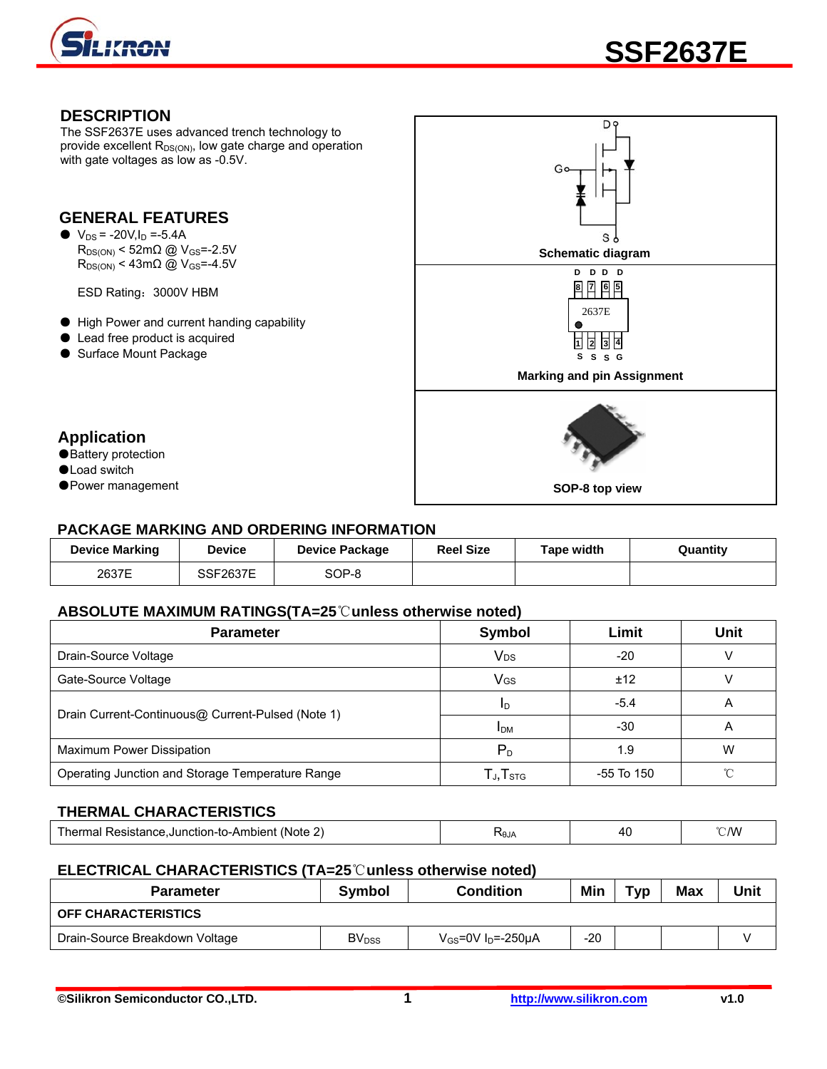# SSF2637E

## DESCRIPTION

The SSF2637E uses advanced trench technology to provide excellent $R_{DS(ON)}$, low gate charge and operation with gate voltages as low as -0.5V.

## GENERAL FEATURES

- $V_{DS}$ = -20V, $I_D$ = -5.4A
  $R_{DS(ON)}$ < 52mΩ @ $V_{GS}$=-2.5V
  $R_{DS(ON)}$ < 43mΩ @ $V_{GS}$=-4.5V

  ESD Rating：3000V HBM

- High Power and current handing capability
- Lead free product is acquired
- Surface Mount Package

## Application

- Battery protection
- Load switch
- Power management

Schematic diagram

Marking and pin Assignment

SOP-8 top view

## PACKAGE MARKING AND ORDERING INFORMATION

| Device Marking | Device | Device Package | Reel Size | Tape width | Quantity |
|---|---|---|---|---|---|
| 2637E | SSF2637E | SOP-8 | | | |

## ABSOLUTE MAXIMUM RATINGS(TA=25℃unless otherwise noted)

| Parameter | Symbol | Limit | Unit |
|---|---|---|---|
| Drain-Source Voltage | $V_{DS}$ | -20 | V |
| Gate-Source Voltage | $V_{GS}$ | ±12 | V |
| Drain Current-Continuous@ Current-Pulsed (Note 1) | $I_D$ | -5.4 | A |
| | $I_{DM}$ | -30 | A |
| Maximum Power Dissipation | $P_D$ | 1.9 | W |
| Operating Junction and Storage Temperature Range | $T_J$,$T_{STG}$ | -55 To 150 | ℃ |

## THERMAL CHARACTERISTICS

| Parameter | Symbol | Limit | Unit |
|---|---|---|---|
| Thermal Resistance,Junction-to-Ambient (Note 2) | $R_{\theta JA}$ | 40 | ℃/W |

## ELECTRICAL CHARACTERISTICS (TA=25℃unless otherwise noted)

| Parameter | Symbol | Condition | Min | Typ | Max | Unit |
|---|---|---|---|---|---|---|
| **OFF CHARACTERISTICS** | | | | | | |
| Drain-Source Breakdown Voltage | $BV_{DSS}$ | $V_{GS}$=0V $I_D$=-250μA | -20 | | | V |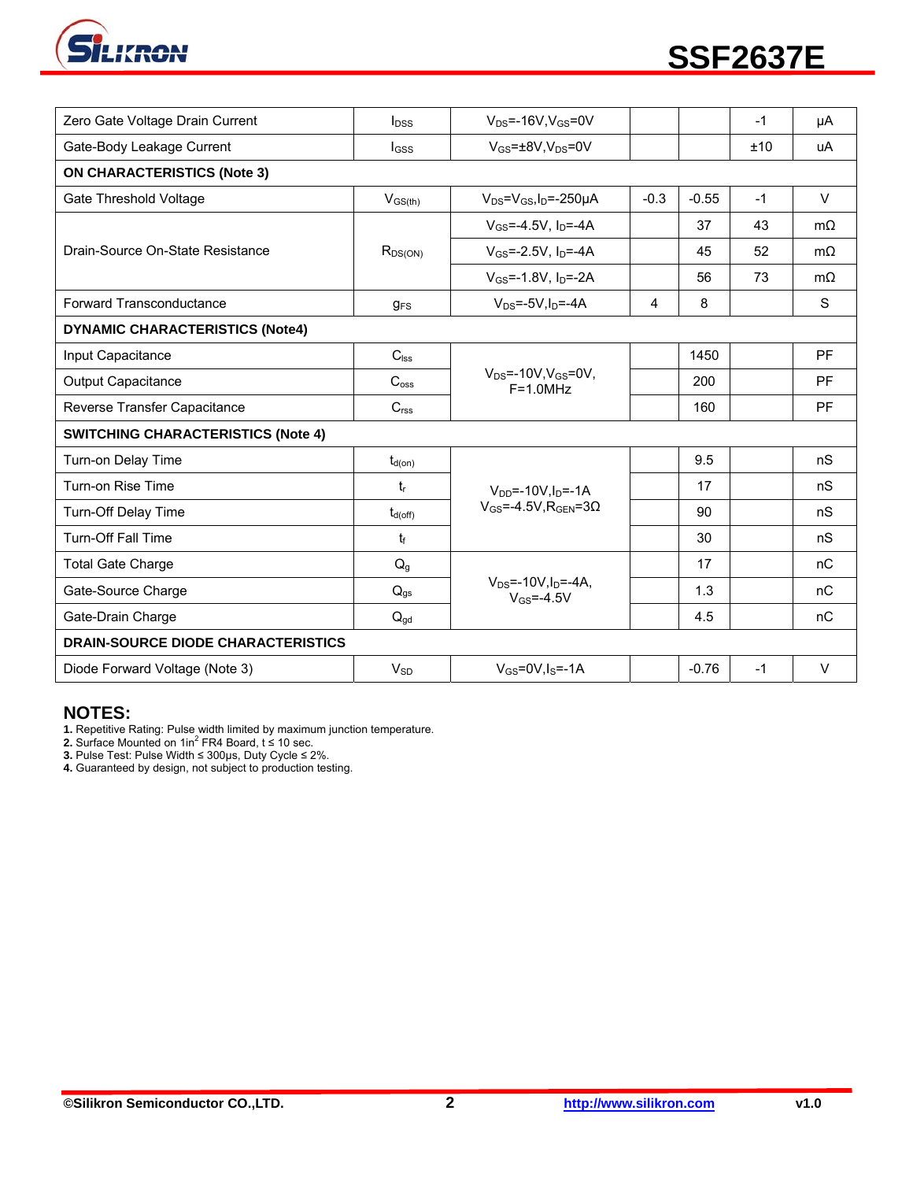| Parameter | Symbol | Condition | Min | Typ | Max | Unit |
|---|---|---|---|---|---|---|
| Zero Gate Voltage Drain Current | $I_{DSS}$ | $V_{DS}$=-16V,$V_{GS}$=0V | | | -1 | μA |
| Gate-Body Leakage Current | $I_{GSS}$ | $V_{GS}$=±8V,$V_{DS}$=0V | | | ±10 | uA |
| **ON CHARACTERISTICS (Note 3)** | | | | | | |
| Gate Threshold Voltage | $V_{GS(th)}$ | $V_{DS}$=$V_{GS}$,$I_D$=-250μA | -0.3 | -0.55 | -1 | V |
| Drain-Source On-State Resistance | $R_{DS(ON)}$ | $V_{GS}$=-4.5V, $I_D$=-4A | | 37 | 43 | mΩ |
| | | $V_{GS}$=-2.5V, $I_D$=-4A | | 45 | 52 | mΩ |
| | | $V_{GS}$=-1.8V, $I_D$=-2A | | 56 | 73 | mΩ |
| Forward Transconductance | $g_{FS}$ | $V_{DS}$=-5V,$I_D$=-4A | 4 | 8 | | S |
| **DYNAMIC CHARACTERISTICS (Note4)** | | | | | | |
| Input Capacitance | $C_{iss}$ | $V_{DS}$=-10V,$V_{GS}$=0V, F=1.0MHz | | 1450 | | PF |
| Output Capacitance | $C_{oss}$ | | | 200 | | PF |
| Reverse Transfer Capacitance | $C_{rss}$ | | | 160 | | PF |
| **SWITCHING CHARACTERISTICS (Note 4)** | | | | | | |
| Turn-on Delay Time | $t_{d(on)}$ | $V_{DD}$=-10V,$I_D$=-1A $V_{GS}$=-4.5V,$R_{GEN}$=3Ω | | 9.5 | | nS |
| Turn-on Rise Time | $t_r$ | | | 17 | | nS |
| Turn-Off Delay Time | $t_{d(off)}$ | | | 90 | | nS |
| Turn-Off Fall Time | $t_f$ | | | 30 | | nS |
| Total Gate Charge | $Q_g$ | $V_{DS}$=-10V,$I_D$=-4A, $V_{GS}$=-4.5V | | 17 | | nC |
| Gate-Source Charge | $Q_{gs}$ | | | 1.3 | | nC |
| Gate-Drain Charge | $Q_{gd}$ | | | 4.5 | | nC |
| **DRAIN-SOURCE DIODE CHARACTERISTICS** | | | | | | |
| Diode Forward Voltage (Note 3) | $V_{SD}$ | $V_{GS}$=0V,$I_S$=-1A | | -0.76 | -1 | V |

## NOTES:

**1.** Repetitive Rating: Pulse width limited by maximum junction temperature.
**2.** Surface Mounted on 1in$^2$ FR4 Board, t ≤ 10 sec.
**3.** Pulse Test: Pulse Width ≤ 300μs, Duty Cycle ≤ 2%.
**4.** Guaranteed by design, not subject to production testing.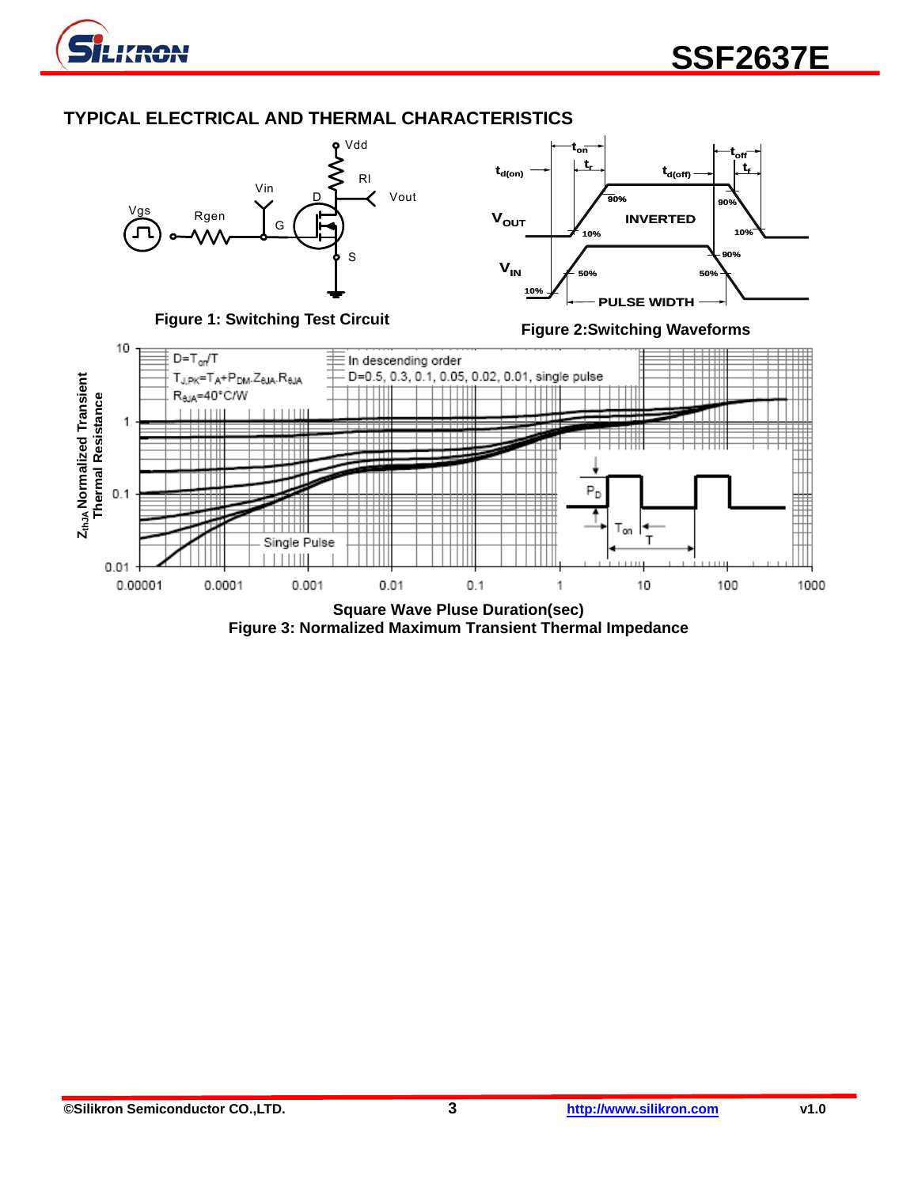## TYPICAL ELECTRICAL AND THERMAL CHARACTERISTICS

**Figure 1: Switching Test Circuit**

**Figure 2:Switching Waveforms**

**Figure 3: Normalized Maximum Transient Thermal Impedance**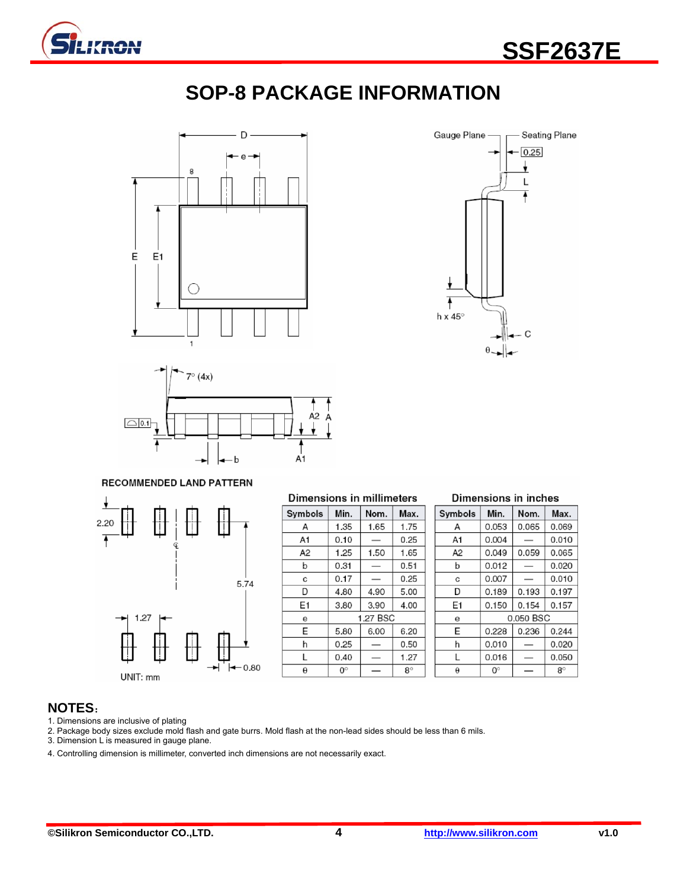# SOP-8 PACKAGE INFORMATION

RECOMMENDED LAND PATTERN

UNIT: mm

**Dimensions in millimeters**

| Symbols | Min. | Nom. | Max. |
|---|---|---|---|
| A | 1.35 | 1.65 | 1.75 |
| A1 | 0.10 | — | 0.25 |
| A2 | 1.25 | 1.50 | 1.65 |
| b | 0.31 | — | 0.51 |
| c | 0.17 | — | 0.25 |
| D | 4.80 | 4.90 | 5.00 |
| E1 | 3.80 | 3.90 | 4.00 |
| e | | 1.27 BSC | |
| E | 5.80 | 6.00 | 6.20 |
| h | 0.25 | — | 0.50 |
| L | 0.40 | — | 1.27 |
| θ | 0° | — | 8° |

**Dimensions in inches**

| Symbols | Min. | Nom. | Max. |
|---|---|---|---|
| A | 0.053 | 0.065 | 0.069 |
| A1 | 0.004 | — | 0.010 |
| A2 | 0.049 | 0.059 | 0.065 |
| b | 0.012 | — | 0.020 |
| c | 0.007 | — | 0.010 |
| D | 0.189 | 0.193 | 0.197 |
| E1 | 0.150 | 0.154 | 0.157 |
| e | | 0.050 BSC | |
| E | 0.228 | 0.236 | 0.244 |
| h | 0.010 | — | 0.020 |
| L | 0.016 | — | 0.050 |
| θ | 0° | — | 8° |

## NOTES：

1. Dimensions are inclusive of plating
2. Package body sizes exclude mold flash and gate burrs. Mold flash at the non-lead sides should be less than 6 mils.
3. Dimension L is measured in gauge plane.
4. Controlling dimension is millimeter, converted inch dimensions are not necessarily exact.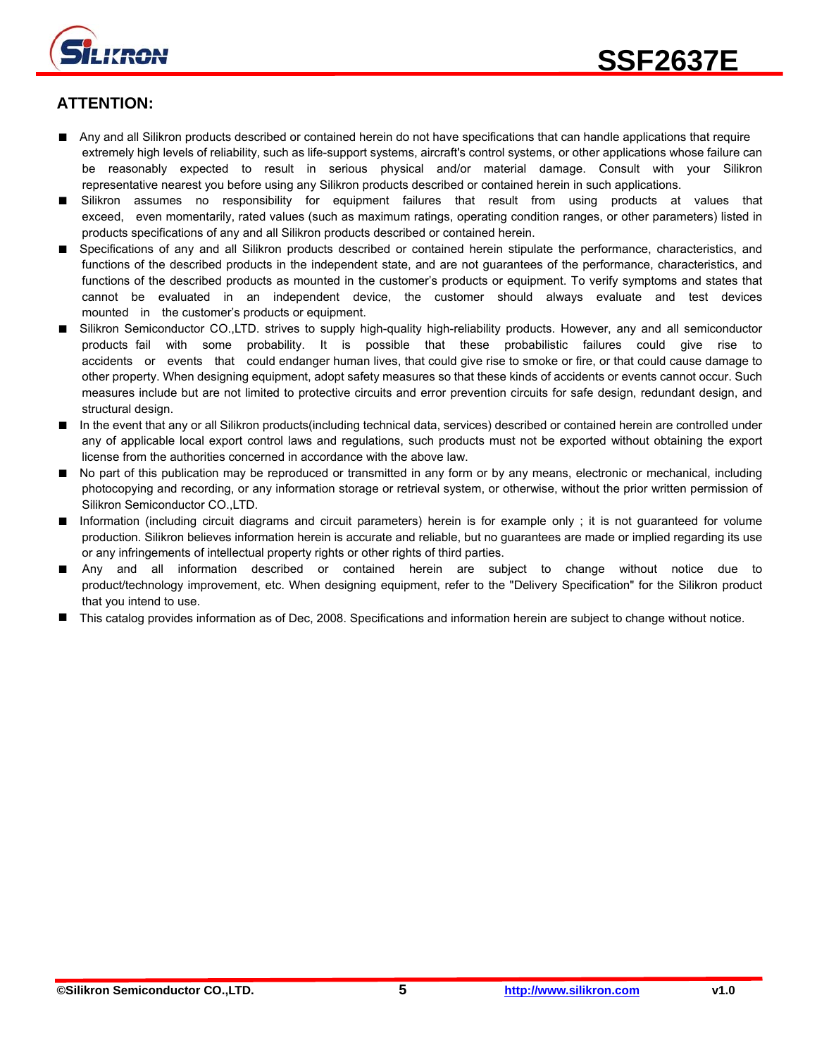## ATTENTION:

- Any and all Silikron products described or contained herein do not have specifications that can handle applications that require extremely high levels of reliability, such as life-support systems, aircraft's control systems, or other applications whose failure can be reasonably expected to result in serious physical and/or material damage. Consult with your Silikron representative nearest you before using any Silikron products described or contained herein in such applications.
- Silikron assumes no responsibility for equipment failures that result from using products at values that exceed, even momentarily, rated values (such as maximum ratings, operating condition ranges, or other parameters) listed in products specifications of any and all Silikron products described or contained herein.
- Specifications of any and all Silikron products described or contained herein stipulate the performance, characteristics, and functions of the described products in the independent state, and are not guarantees of the performance, characteristics, and functions of the described products as mounted in the customer's products or equipment. To verify symptoms and states that cannot be evaluated in an independent device, the customer should always evaluate and test devices mounted in the customer's products or equipment.
- Silikron Semiconductor CO.,LTD. strives to supply high-quality high-reliability products. However, any and all semiconductor products fail with some probability. It is possible that these probabilistic failures could give rise to accidents or events that could endanger human lives, that could give rise to smoke or fire, or that could cause damage to other property. When designing equipment, adopt safety measures so that these kinds of accidents or events cannot occur. Such measures include but are not limited to protective circuits and error prevention circuits for safe design, redundant design, and structural design.
- In the event that any or all Silikron products(including technical data, services) described or contained herein are controlled under any of applicable local export control laws and regulations, such products must not be exported without obtaining the export license from the authorities concerned in accordance with the above law.
- No part of this publication may be reproduced or transmitted in any form or by any means, electronic or mechanical, including photocopying and recording, or any information storage or retrieval system, or otherwise, without the prior written permission of Silikron Semiconductor CO.,LTD.
- Information (including circuit diagrams and circuit parameters) herein is for example only ; it is not guaranteed for volume production. Silikron believes information herein is accurate and reliable, but no guarantees are made or implied regarding its use or any infringements of intellectual property rights or other rights of third parties.
- Any and all information described or contained herein are subject to change without notice due to product/technology improvement, etc. When designing equipment, refer to the "Delivery Specification" for the Silikron product that you intend to use.
- This catalog provides information as of Dec, 2008. Specifications and information herein are subject to change without notice.